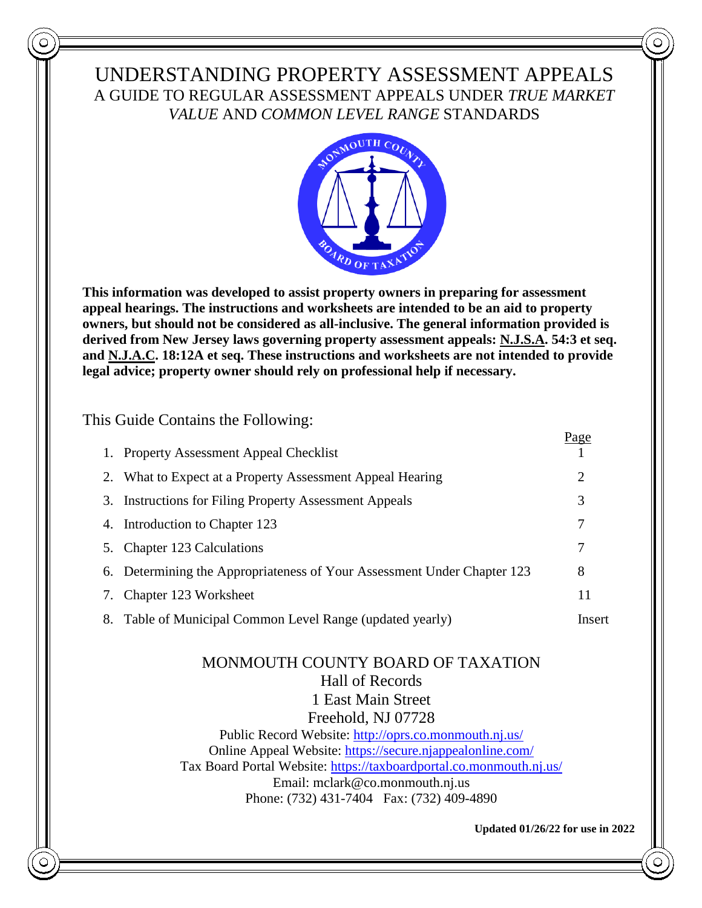# UNDERSTANDING PROPERTY ASSESSMENT APPEALS

## A GUIDE TO REGULAR ASSESSMENT APPEALS UNDER *TRUE MARKET VALUE* AND *COMMON LEVEL RANGE* STANDARDS

**This information was developed to assist property owners in preparing for assessment appeal hearings. The instructions and worksheets are intended to be an aid to property owners, but should not be considered as all-inclusive. The general information provided is derived from New Jersey laws governing property assessment appeals: N.J.S.A. 54:3 et seq. and N.J.A.C. 18:12A et seq. These instructions and worksheets are not intended to provide legal advice; property owner should rely on professional help if necessary.**

This Guide Contains the Following:

| | Page |
|---|---|
| 1. Property Assessment Appeal Checklist | 1 |
| 2. What to Expect at a Property Assessment Appeal Hearing | 2 |
| 3. Instructions for Filing Property Assessment Appeals | 3 |
| 4. Introduction to Chapter 123 | 7 |
| 5. Chapter 123 Calculations | 7 |
| 6. Determining the Appropriateness of Your Assessment Under Chapter 123 | 8 |
| 7. Chapter 123 Worksheet | 11 |
| 8. Table of Municipal Common Level Range (updated yearly) | Insert |

MONMOUTH COUNTY BOARD OF TAXATION
Hall of Records
1 East Main Street
Freehold, NJ 07728
Public Record Website: http://oprs.co.monmouth.nj.us/
Online Appeal Website: https://secure.njappealonline.com/
Tax Board Portal Website: https://taxboardportal.co.monmouth.nj.us/
Email: mclark@co.monmouth.nj.us
Phone: (732) 431-7404 Fax: (732) 409-4890

**Updated 01/26/22 for use in 2022**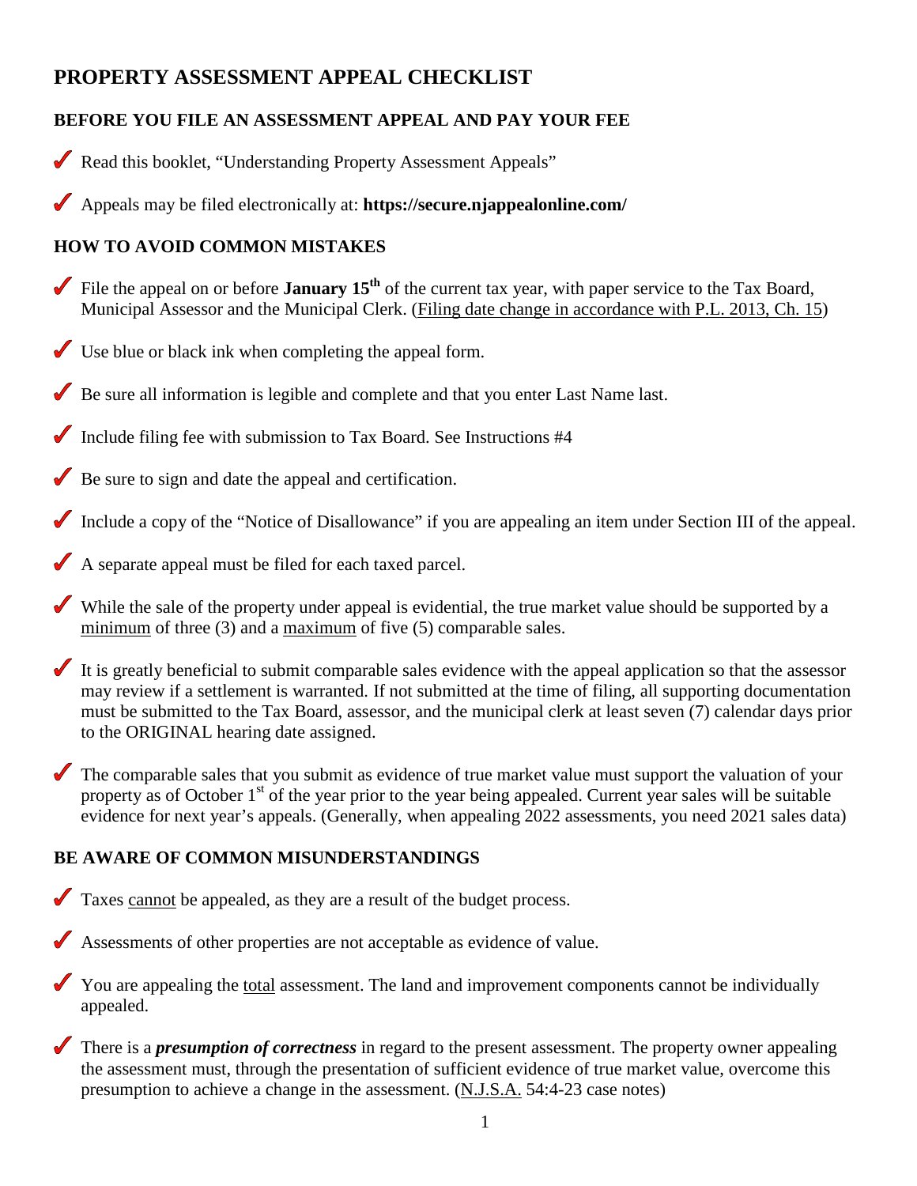# PROPERTY ASSESSMENT APPEAL CHECKLIST

## BEFORE YOU FILE AN ASSESSMENT APPEAL AND PAY YOUR FEE

- ✔ Read this booklet, "Understanding Property Assessment Appeals"
- ✔ Appeals may be filed electronically at: **https://secure.njappealonline.com/**

## HOW TO AVOID COMMON MISTAKES

- ✔ File the appeal on or before **January 15th** of the current tax year, with paper service to the Tax Board, Municipal Assessor and the Municipal Clerk. (Filing date change in accordance with P.L. 2013, Ch. 15)
- ✔ Use blue or black ink when completing the appeal form.
- ✔ Be sure all information is legible and complete and that you enter Last Name last.
- ✔ Include filing fee with submission to Tax Board. See Instructions #4
- ✔ Be sure to sign and date the appeal and certification.
- ✔ Include a copy of the "Notice of Disallowance" if you are appealing an item under Section III of the appeal.
- ✔ A separate appeal must be filed for each taxed parcel.
- ✔ While the sale of the property under appeal is evidential, the true market value should be supported by a minimum of three (3) and a maximum of five (5) comparable sales.
- ✔ It is greatly beneficial to submit comparable sales evidence with the appeal application so that the assessor may review if a settlement is warranted. If not submitted at the time of filing, all supporting documentation must be submitted to the Tax Board, assessor, and the municipal clerk at least seven (7) calendar days prior to the ORIGINAL hearing date assigned.
- ✔ The comparable sales that you submit as evidence of true market value must support the valuation of your property as of October 1st of the year prior to the year being appealed. Current year sales will be suitable evidence for next year's appeals. (Generally, when appealing 2022 assessments, you need 2021 sales data)

## BE AWARE OF COMMON MISUNDERSTANDINGS

- ✔ Taxes cannot be appealed, as they are a result of the budget process.
- ✔ Assessments of other properties are not acceptable as evidence of value.
- ✔ You are appealing the total assessment. The land and improvement components cannot be individually appealed.
- ✔ There is a ***presumption of correctness*** in regard to the present assessment. The property owner appealing the assessment must, through the presentation of sufficient evidence of true market value, overcome this presumption to achieve a change in the assessment. (N.J.S.A. 54:4-23 case notes)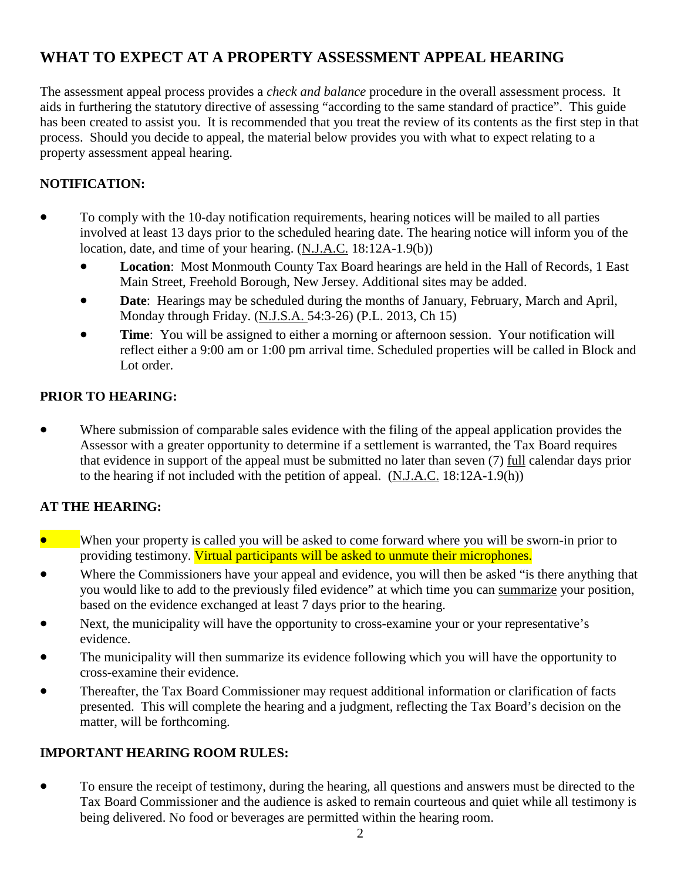# WHAT TO EXPECT AT A PROPERTY ASSESSMENT APPEAL HEARING

The assessment appeal process provides a *check and balance* procedure in the overall assessment process. It aids in furthering the statutory directive of assessing "according to the same standard of practice". This guide has been created to assist you. It is recommended that you treat the review of its contents as the first step in that process. Should you decide to appeal, the material below provides you with what to expect relating to a property assessment appeal hearing.

## NOTIFICATION:

- To comply with the 10-day notification requirements, hearing notices will be mailed to all parties involved at least 13 days prior to the scheduled hearing date. The hearing notice will inform you of the location, date, and time of your hearing. (N.J.A.C. 18:12A-1.9(b))
  - **Location**: Most Monmouth County Tax Board hearings are held in the Hall of Records, 1 East Main Street, Freehold Borough, New Jersey. Additional sites may be added.
  - **Date**: Hearings may be scheduled during the months of January, February, March and April, Monday through Friday. (N.J.S.A. 54:3-26) (P.L. 2013, Ch 15)
  - **Time**: You will be assigned to either a morning or afternoon session. Your notification will reflect either a 9:00 am or 1:00 pm arrival time. Scheduled properties will be called in Block and Lot order.

## PRIOR TO HEARING:

- Where submission of comparable sales evidence with the filing of the appeal application provides the Assessor with a greater opportunity to determine if a settlement is warranted, the Tax Board requires that evidence in support of the appeal must be submitted no later than seven (7) full calendar days prior to the hearing if not included with the petition of appeal. (N.J.A.C. 18:12A-1.9(h))

## AT THE HEARING:

- When your property is called you will be asked to come forward where you will be sworn-in prior to providing testimony. Virtual participants will be asked to unmute their microphones.
- Where the Commissioners have your appeal and evidence, you will then be asked "is there anything that you would like to add to the previously filed evidence" at which time you can summarize your position, based on the evidence exchanged at least 7 days prior to the hearing.
- Next, the municipality will have the opportunity to cross-examine your or your representative's evidence.
- The municipality will then summarize its evidence following which you will have the opportunity to cross-examine their evidence.
- Thereafter, the Tax Board Commissioner may request additional information or clarification of facts presented. This will complete the hearing and a judgment, reflecting the Tax Board's decision on the matter, will be forthcoming.

## IMPORTANT HEARING ROOM RULES:

- To ensure the receipt of testimony, during the hearing, all questions and answers must be directed to the Tax Board Commissioner and the audience is asked to remain courteous and quiet while all testimony is being delivered. No food or beverages are permitted within the hearing room.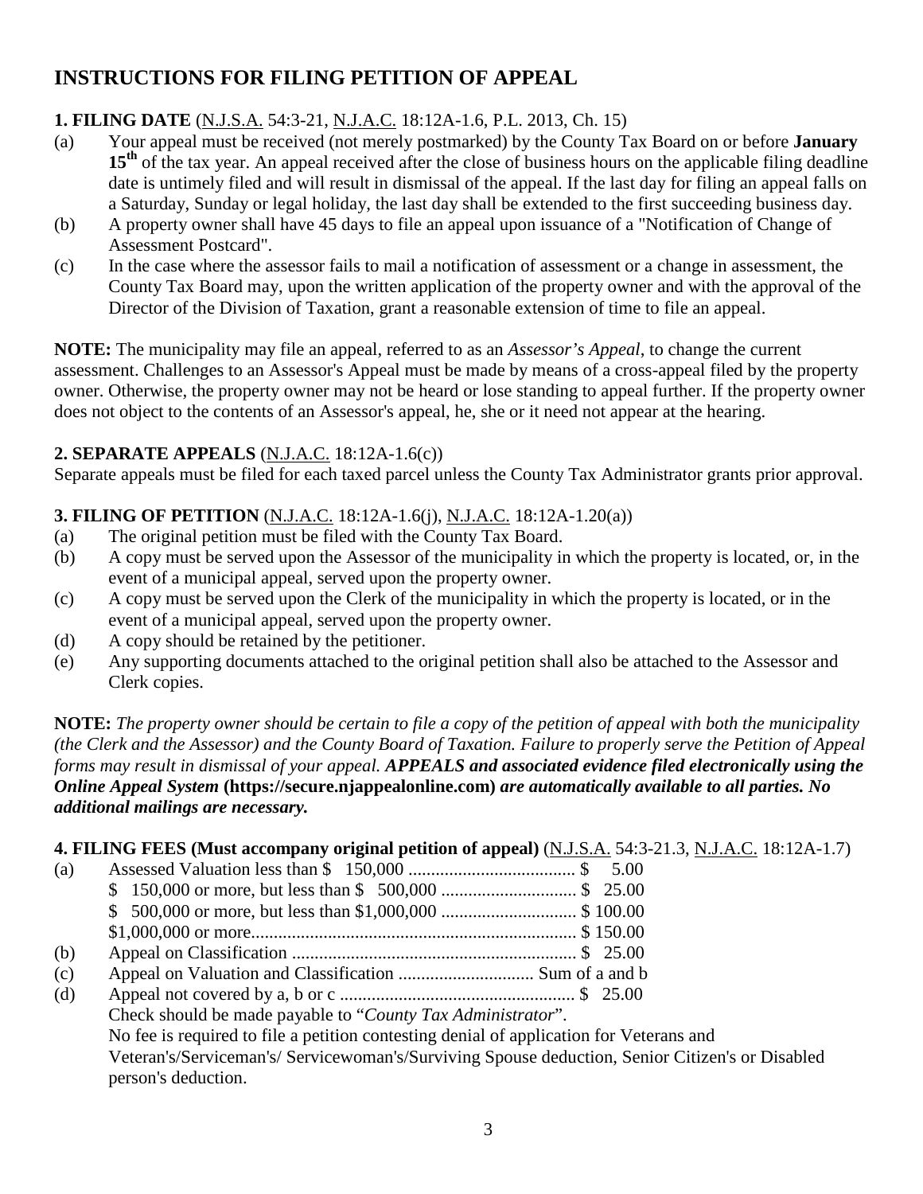# INSTRUCTIONS FOR FILING PETITION OF APPEAL

**1. FILING DATE** (N.J.S.A. 54:3-21, N.J.A.C. 18:12A-1.6, P.L. 2013, Ch. 15)

(a) Your appeal must be received (not merely postmarked) by the County Tax Board on or before **January 15th** of the tax year. An appeal received after the close of business hours on the applicable filing deadline date is untimely filed and will result in dismissal of the appeal. If the last day for filing an appeal falls on a Saturday, Sunday or legal holiday, the last day shall be extended to the first succeeding business day.

(b) A property owner shall have 45 days to file an appeal upon issuance of a "Notification of Change of Assessment Postcard".

(c) In the case where the assessor fails to mail a notification of assessment or a change in assessment, the County Tax Board may, upon the written application of the property owner and with the approval of the Director of the Division of Taxation, grant a reasonable extension of time to file an appeal.

**NOTE:** The municipality may file an appeal, referred to as an *Assessor's Appeal*, to change the current assessment. Challenges to an Assessor's Appeal must be made by means of a cross-appeal filed by the property owner. Otherwise, the property owner may not be heard or lose standing to appeal further. If the property owner does not object to the contents of an Assessor's appeal, he, she or it need not appear at the hearing.

**2. SEPARATE APPEALS** (N.J.A.C. 18:12A-1.6(c))

Separate appeals must be filed for each taxed parcel unless the County Tax Administrator grants prior approval.

**3. FILING OF PETITION** (N.J.A.C. 18:12A-1.6(j), N.J.A.C. 18:12A-1.20(a))

(a) The original petition must be filed with the County Tax Board.

(b) A copy must be served upon the Assessor of the municipality in which the property is located, or, in the event of a municipal appeal, served upon the property owner.

(c) A copy must be served upon the Clerk of the municipality in which the property is located, or in the event of a municipal appeal, served upon the property owner.

(d) A copy should be retained by the petitioner.

(e) Any supporting documents attached to the original petition shall also be attached to the Assessor and Clerk copies.

**NOTE:** *The property owner should be certain to file a copy of the petition of appeal with both the municipality (the Clerk and the Assessor) and the County Board of Taxation. Failure to properly serve the Petition of Appeal forms may result in dismissal of your appeal.* ***APPEALS and associated evidence filed electronically using the Online Appeal System*** **(https://secure.njappealonline.com)** ***are automatically available to all parties. No additional mailings are necessary.***

**4. FILING FEES (Must accompany original petition of appeal)** (N.J.S.A. 54:3-21.3, N.J.A.C. 18:12A-1.7)

(a) Assessed Valuation less than \$ 150,000 .................................... \$ 5.00
\$ 150,000 or more, but less than \$ 500,000 .............................. \$ 25.00
\$ 500,000 or more, but less than \$1,000,000 .............................. \$ 100.00
\$1,000,000 or more........................................................................ \$ 150.00

(b) Appeal on Classification ............................................................... \$ 25.00

(c) Appeal on Valuation and Classification .............................. Sum of a and b

(d) Appeal not covered by a, b or c .................................................... \$ 25.00

Check should be made payable to "*County Tax Administrator*".

No fee is required to file a petition contesting denial of application for Veterans and Veteran's/Serviceman's/ Servicewoman's/Surviving Spouse deduction, Senior Citizen's or Disabled person's deduction.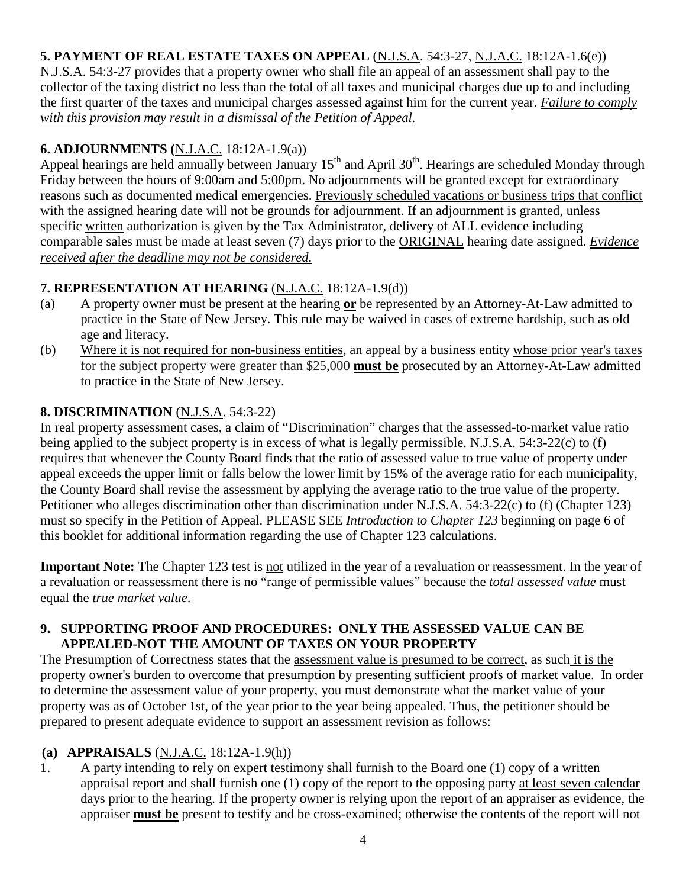**5. PAYMENT OF REAL ESTATE TAXES ON APPEAL** (N.J.S.A. 54:3-27, N.J.A.C. 18:12A-1.6(e))
N.J.S.A. 54:3-27 provides that a property owner who shall file an appeal of an assessment shall pay to the collector of the taxing district no less than the total of all taxes and municipal charges due up to and including the first quarter of the taxes and municipal charges assessed against him for the current year. *Failure to comply with this provision may result in a dismissal of the Petition of Appeal.*

**6. ADJOURNMENTS (**N.J.A.C. 18:12A-1.9(a))
Appeal hearings are held annually between January 15th and April 30th. Hearings are scheduled Monday through Friday between the hours of 9:00am and 5:00pm. No adjournments will be granted except for extraordinary reasons such as documented medical emergencies. Previously scheduled vacations or business trips that conflict with the assigned hearing date will not be grounds for adjournment. If an adjournment is granted, unless specific written authorization is given by the Tax Administrator, delivery of ALL evidence including comparable sales must be made at least seven (7) days prior to the ORIGINAL hearing date assigned. *Evidence received after the deadline may not be considered.*

**7. REPRESENTATION AT HEARING** (N.J.A.C. 18:12A-1.9(d))

(a) A property owner must be present at the hearing **or** be represented by an Attorney-At-Law admitted to practice in the State of New Jersey. This rule may be waived in cases of extreme hardship, such as old age and literacy.

(b) Where it is not required for non-business entities, an appeal by a business entity whose prior year's taxes for the subject property were greater than $25,000 **must be** prosecuted by an Attorney-At-Law admitted to practice in the State of New Jersey.

**8. DISCRIMINATION** (N.J.S.A. 54:3-22)
In real property assessment cases, a claim of "Discrimination" charges that the assessed-to-market value ratio being applied to the subject property is in excess of what is legally permissible. N.J.S.A. 54:3-22(c) to (f) requires that whenever the County Board finds that the ratio of assessed value to true value of property under appeal exceeds the upper limit or falls below the lower limit by 15% of the average ratio for each municipality, the County Board shall revise the assessment by applying the average ratio to the true value of the property. Petitioner who alleges discrimination other than discrimination under N.J.S.A. 54:3-22(c) to (f) (Chapter 123) must so specify in the Petition of Appeal. PLEASE SEE *Introduction to Chapter 123* beginning on page 6 of this booklet for additional information regarding the use of Chapter 123 calculations.

**Important Note:** The Chapter 123 test is not utilized in the year of a revaluation or reassessment. In the year of a revaluation or reassessment there is no "range of permissible values" because the *total assessed value* must equal the *true market value*.

**9. SUPPORTING PROOF AND PROCEDURES: ONLY THE ASSESSED VALUE CAN BE APPEALED-NOT THE AMOUNT OF TAXES ON YOUR PROPERTY**
The Presumption of Correctness states that the assessment value is presumed to be correct, as such it is the property owner's burden to overcome that presumption by presenting sufficient proofs of market value. In order to determine the assessment value of your property, you must demonstrate what the market value of your property was as of October 1st, of the year prior to the year being appealed. Thus, the petitioner should be prepared to present adequate evidence to support an assessment revision as follows:

**(a) APPRAISALS** (N.J.A.C. 18:12A-1.9(h))

1. A party intending to rely on expert testimony shall furnish to the Board one (1) copy of a written appraisal report and shall furnish one (1) copy of the report to the opposing party at least seven calendar days prior to the hearing. If the property owner is relying upon the report of an appraiser as evidence, the appraiser **must be** present to testify and be cross-examined; otherwise the contents of the report will not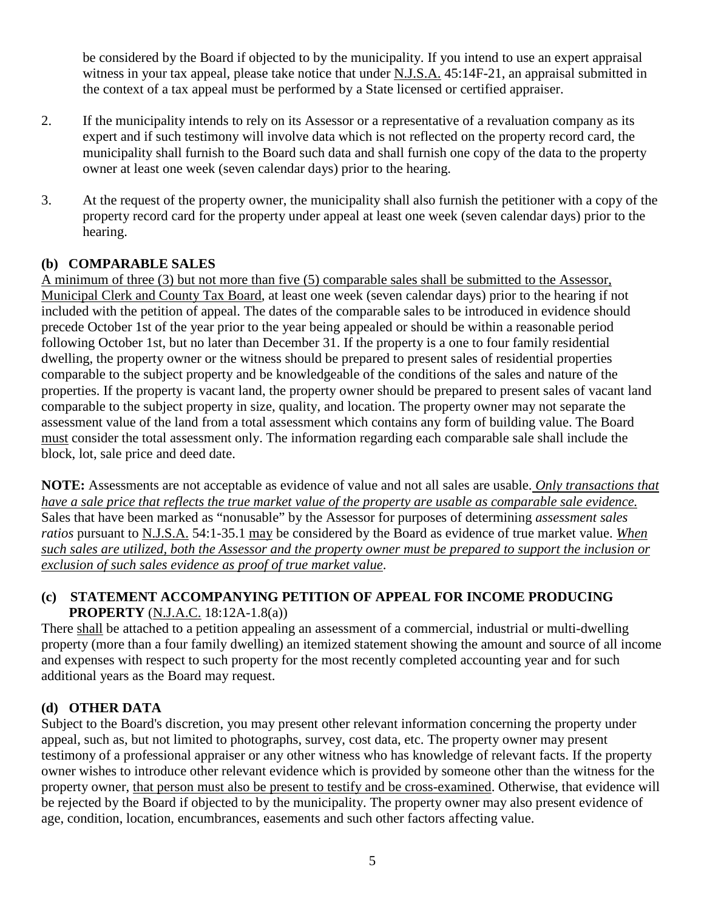be considered by the Board if objected to by the municipality. If you intend to use an expert appraisal witness in your tax appeal, please take notice that under N.J.S.A. 45:14F-21, an appraisal submitted in the context of a tax appeal must be performed by a State licensed or certified appraiser.

2. If the municipality intends to rely on its Assessor or a representative of a revaluation company as its expert and if such testimony will involve data which is not reflected on the property record card, the municipality shall furnish to the Board such data and shall furnish one copy of the data to the property owner at least one week (seven calendar days) prior to the hearing.

3. At the request of the property owner, the municipality shall also furnish the petitioner with a copy of the property record card for the property under appeal at least one week (seven calendar days) prior to the hearing.

### (b) COMPARABLE SALES

A minimum of three (3) but not more than five (5) comparable sales shall be submitted to the Assessor, Municipal Clerk and County Tax Board, at least one week (seven calendar days) prior to the hearing if not included with the petition of appeal. The dates of the comparable sales to be introduced in evidence should precede October 1st of the year prior to the year being appealed or should be within a reasonable period following October 1st, but no later than December 31. If the property is a one to four family residential dwelling, the property owner or the witness should be prepared to present sales of residential properties comparable to the subject property and be knowledgeable of the conditions of the sales and nature of the properties. If the property is vacant land, the property owner should be prepared to present sales of vacant land comparable to the subject property in size, quality, and location. The property owner may not separate the assessment value of the land from a total assessment which contains any form of building value. The Board must consider the total assessment only. The information regarding each comparable sale shall include the block, lot, sale price and deed date.

**NOTE:** Assessments are not acceptable as evidence of value and not all sales are usable. *Only transactions that have a sale price that reflects the true market value of the property are usable as comparable sale evidence.* Sales that have been marked as "nonusable" by the Assessor for purposes of determining *assessment sales ratios* pursuant to N.J.S.A. 54:1-35.1 may be considered by the Board as evidence of true market value. *When such sales are utilized, both the Assessor and the property owner must be prepared to support the inclusion or exclusion of such sales evidence as proof of true market value*.

### (c) STATEMENT ACCOMPANYING PETITION OF APPEAL FOR INCOME PRODUCING PROPERTY (N.J.A.C. 18:12A-1.8(a))

There shall be attached to a petition appealing an assessment of a commercial, industrial or multi-dwelling property (more than a four family dwelling) an itemized statement showing the amount and source of all income and expenses with respect to such property for the most recently completed accounting year and for such additional years as the Board may request.

### (d) OTHER DATA

Subject to the Board's discretion, you may present other relevant information concerning the property under appeal, such as, but not limited to photographs, survey, cost data, etc. The property owner may present testimony of a professional appraiser or any other witness who has knowledge of relevant facts. If the property owner wishes to introduce other relevant evidence which is provided by someone other than the witness for the property owner, that person must also be present to testify and be cross-examined. Otherwise, that evidence will be rejected by the Board if objected to by the municipality. The property owner may also present evidence of age, condition, location, encumbrances, easements and such other factors affecting value.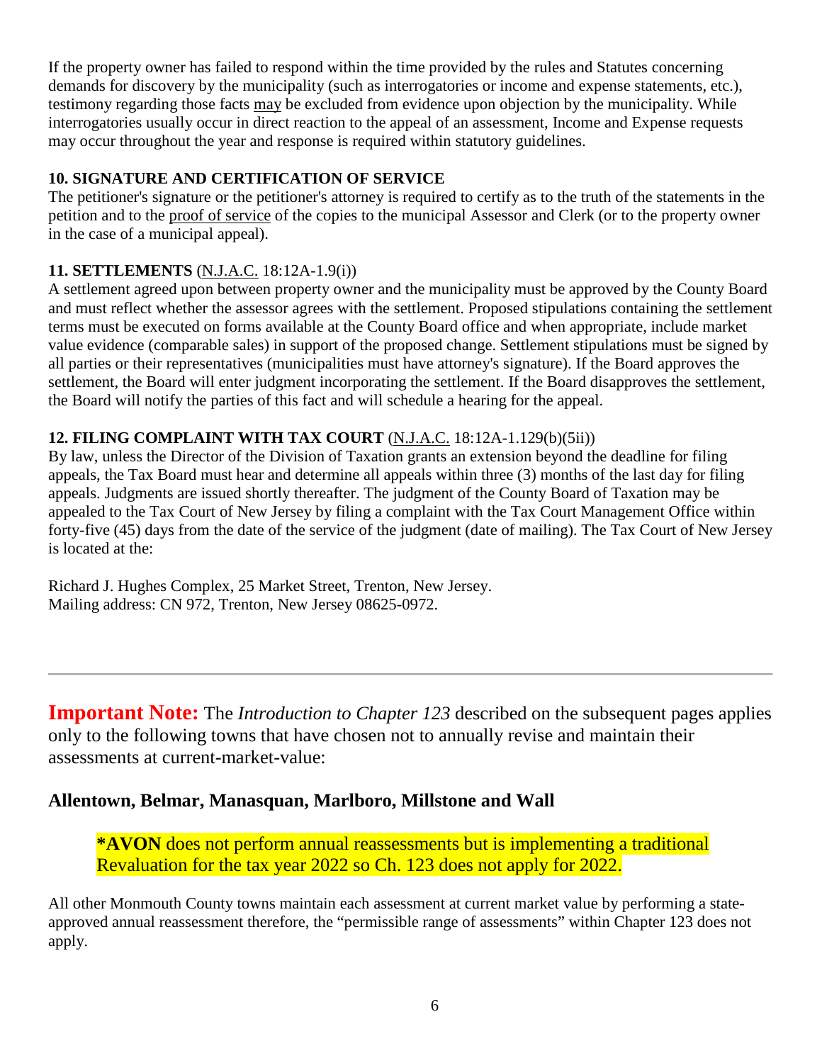If the property owner has failed to respond within the time provided by the rules and Statutes concerning demands for discovery by the municipality (such as interrogatories or income and expense statements, etc.), testimony regarding those facts may be excluded from evidence upon objection by the municipality. While interrogatories usually occur in direct reaction to the appeal of an assessment, Income and Expense requests may occur throughout the year and response is required within statutory guidelines.

### 10. SIGNATURE AND CERTIFICATION OF SERVICE

The petitioner's signature or the petitioner's attorney is required to certify as to the truth of the statements in the petition and to the proof of service of the copies to the municipal Assessor and Clerk (or to the property owner in the case of a municipal appeal).

### 11. SETTLEMENTS (N.J.A.C. 18:12A-1.9(i))

A settlement agreed upon between property owner and the municipality must be approved by the County Board and must reflect whether the assessor agrees with the settlement. Proposed stipulations containing the settlement terms must be executed on forms available at the County Board office and when appropriate, include market value evidence (comparable sales) in support of the proposed change. Settlement stipulations must be signed by all parties or their representatives (municipalities must have attorney's signature). If the Board approves the settlement, the Board will enter judgment incorporating the settlement. If the Board disapproves the settlement, the Board will notify the parties of this fact and will schedule a hearing for the appeal.

### 12. FILING COMPLAINT WITH TAX COURT (N.J.A.C. 18:12A-1.129(b)(5ii))

By law, unless the Director of the Division of Taxation grants an extension beyond the deadline for filing appeals, the Tax Board must hear and determine all appeals within three (3) months of the last day for filing appeals. Judgments are issued shortly thereafter. The judgment of the County Board of Taxation may be appealed to the Tax Court of New Jersey by filing a complaint with the Tax Court Management Office within forty-five (45) days from the date of the service of the judgment (date of mailing). The Tax Court of New Jersey is located at the:

Richard J. Hughes Complex, 25 Market Street, Trenton, New Jersey.
Mailing address: CN 972, Trenton, New Jersey 08625-0972.

---

**Important Note:** The *Introduction to Chapter 123* described on the subsequent pages applies only to the following towns that have chosen not to annually revise and maintain their assessments at current-market-value:

**Allentown, Belmar, Manasquan, Marlboro, Millstone and Wall**

> **\*AVON** does not perform annual reassessments but is implementing a traditional Revaluation for the tax year 2022 so Ch. 123 does not apply for 2022.

All other Monmouth County towns maintain each assessment at current market value by performing a state-approved annual reassessment therefore, the "permissible range of assessments" within Chapter 123 does not apply.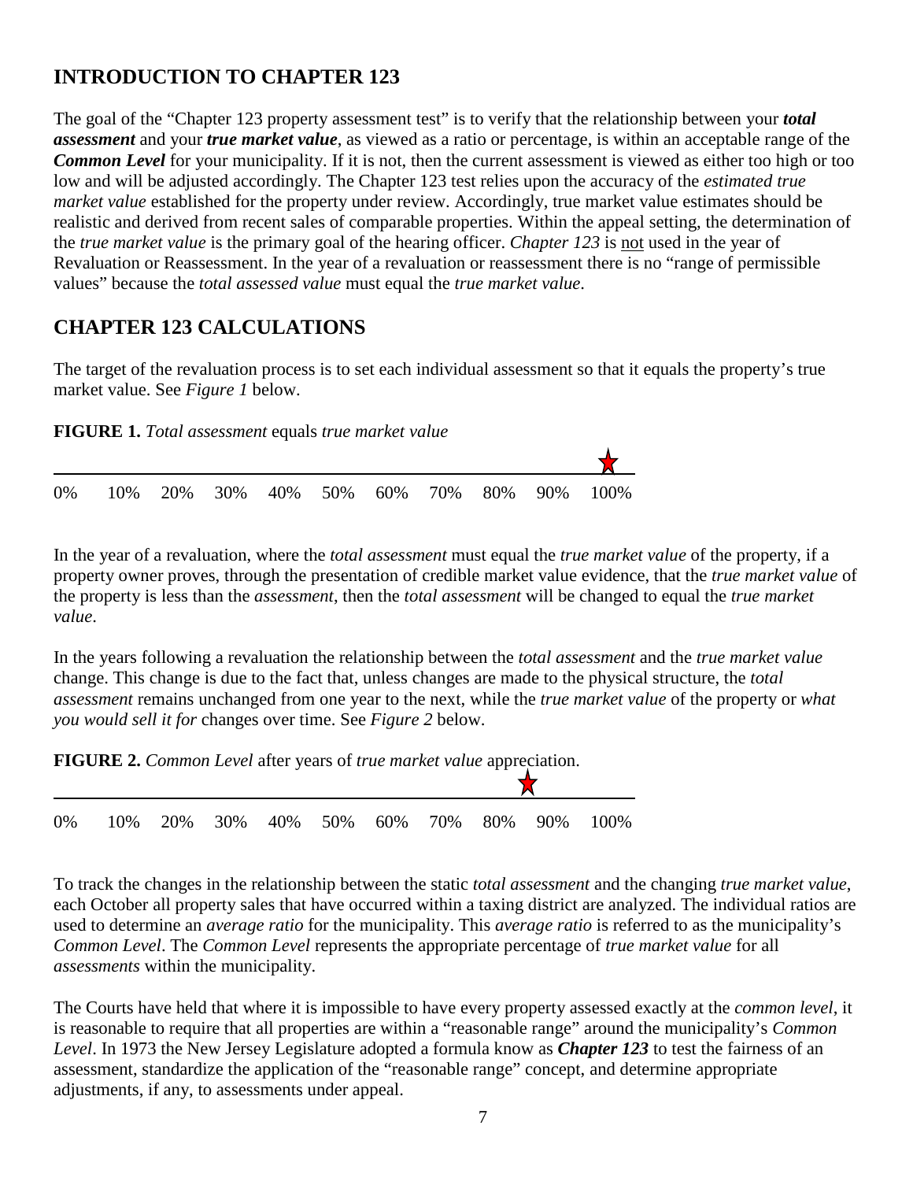## INTRODUCTION TO CHAPTER 123

The goal of the "Chapter 123 property assessment test" is to verify that the relationship between your ***total assessment*** and your ***true market value***, as viewed as a ratio or percentage, is within an acceptable range of the ***Common Level*** for your municipality. If it is not, then the current assessment is viewed as either too high or too low and will be adjusted accordingly. The Chapter 123 test relies upon the accuracy of the *estimated true market value* established for the property under review. Accordingly, true market value estimates should be realistic and derived from recent sales of comparable properties. Within the appeal setting, the determination of the *true market value* is the primary goal of the hearing officer. *Chapter 123* is not used in the year of Revaluation or Reassessment. In the year of a revaluation or reassessment there is no "range of permissible values" because the *total assessed value* must equal the *true market value*.

## CHAPTER 123 CALCULATIONS

The target of the revaluation process is to set each individual assessment so that it equals the property's true market value. See *Figure 1* below.

**FIGURE 1.** *Total assessment* equals *true market value*

0% 10% 20% 30% 40% 50% 60% 70% 80% 90% 100%

In the year of a revaluation, where the *total assessment* must equal the *true market value* of the property, if a property owner proves, through the presentation of credible market value evidence, that the *true market value* of the property is less than the *assessment*, then the *total assessment* will be changed to equal the *true market value*.

In the years following a revaluation the relationship between the *total assessment* and the *true market value* change. This change is due to the fact that, unless changes are made to the physical structure, the *total assessment* remains unchanged from one year to the next, while the *true market value* of the property or *what you would sell it for* changes over time. See *Figure 2* below.

**FIGURE 2.** *Common Level* after years of *true market value* appreciation.

0% 10% 20% 30% 40% 50% 60% 70% 80% 90% 100%

To track the changes in the relationship between the static *total assessment* and the changing *true market value*, each October all property sales that have occurred within a taxing district are analyzed. The individual ratios are used to determine an *average ratio* for the municipality. This *average ratio* is referred to as the municipality's *Common Level*. The *Common Level* represents the appropriate percentage of *true market value* for all *assessments* within the municipality.

The Courts have held that where it is impossible to have every property assessed exactly at the *common level*, it is reasonable to require that all properties are within a "reasonable range" around the municipality's *Common Level*. In 1973 the New Jersey Legislature adopted a formula know as ***Chapter 123*** to test the fairness of an assessment, standardize the application of the "reasonable range" concept, and determine appropriate adjustments, if any, to assessments under appeal.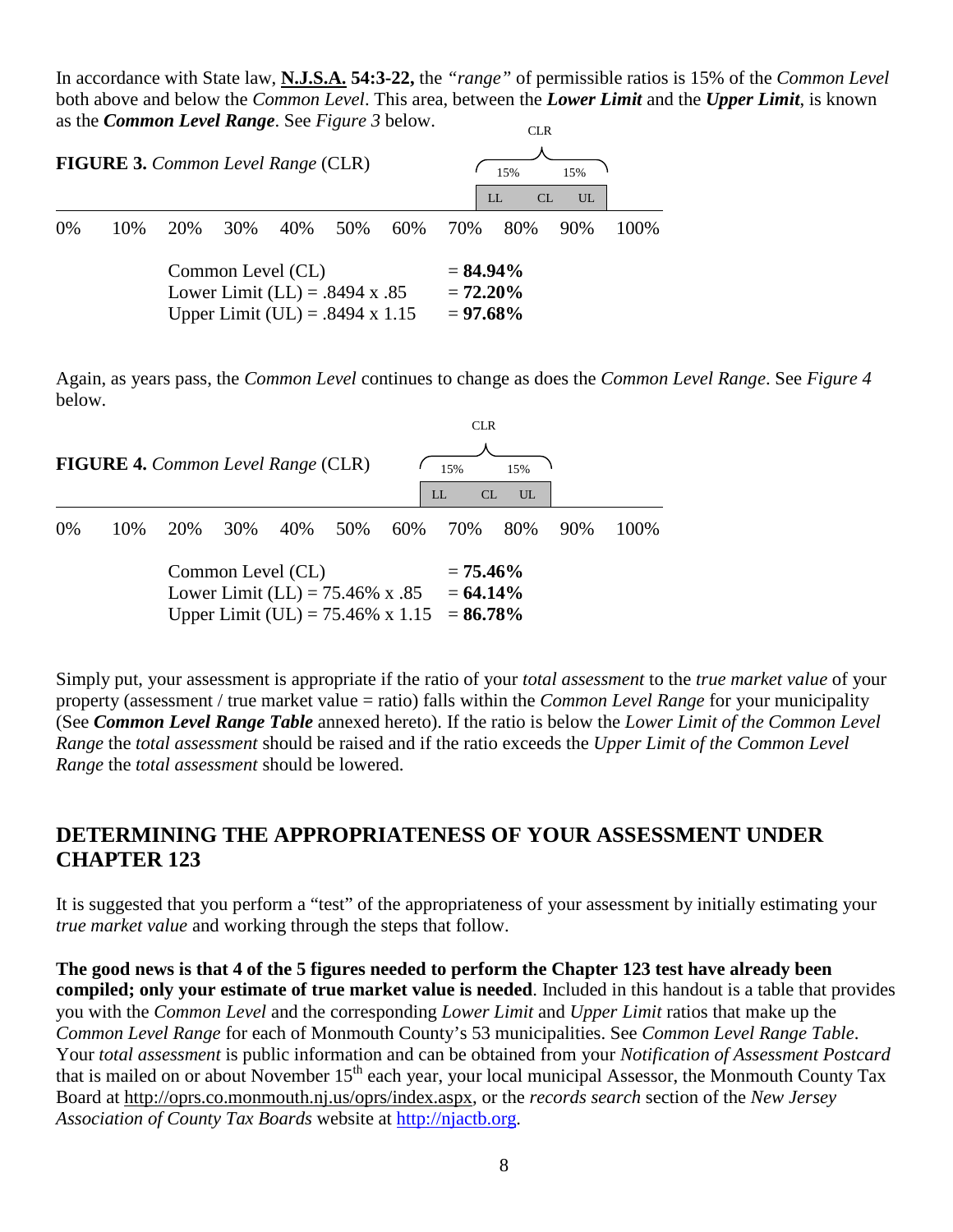In accordance with State law, **N.J.S.A. 54:3-22,** the *"range"* of permissible ratios is 15% of the *Common Level* both above and below the *Common Level*. This area, between the ***Lower Limit*** and the ***Upper Limit***, is known as the ***Common Level Range***. See *Figure 3* below.

**FIGURE 3.** *Common Level Range* (CLR)

| 0% | 10% | 20% | 30% | 40% | 50% | 60% | 70% | 80% | 90% | 100% |
|---|---|---|---|---|---|---|---|---|---|---|

CLR: 15% below (LL) and 15% above (UL) the CL

Common Level (CL) = **84.94%**
Lower Limit (LL) = .8494 x .85 = **72.20%**
Upper Limit (UL) = .8494 x 1.15 = **97.68%**

Again, as years pass, the *Common Level* continues to change as does the *Common Level Range*. See *Figure 4* below.

**FIGURE 4.** *Common Level Range* (CLR)

| 0% | 10% | 20% | 30% | 40% | 50% | 60% | 70% | 80% | 90% | 100% |
|---|---|---|---|---|---|---|---|---|---|---|

CLR: 15% below (LL) and 15% above (UL) the CL

Common Level (CL) = **75.46%**
Lower Limit (LL) = 75.46% x .85 = **64.14%**
Upper Limit (UL) = 75.46% x 1.15 = **86.78%**

Simply put, your assessment is appropriate if the ratio of your *total assessment* to the *true market value* of your property (assessment / true market value = ratio) falls within the *Common Level Range* for your municipality (See ***Common Level Range Table*** annexed hereto). If the ratio is below the *Lower Limit of the Common Level Range* the *total assessment* should be raised and if the ratio exceeds the *Upper Limit of the Common Level Range* the *total assessment* should be lowered.

## DETERMINING THE APPROPRIATENESS OF YOUR ASSESSMENT UNDER CHAPTER 123

It is suggested that you perform a "test" of the appropriateness of your assessment by initially estimating your *true market value* and working through the steps that follow.

**The good news is that 4 of the 5 figures needed to perform the Chapter 123 test have already been compiled; only your estimate of true market value is needed**. Included in this handout is a table that provides you with the *Common Level* and the corresponding *Lower Limit* and *Upper Limit* ratios that make up the *Common Level Range* for each of Monmouth County's 53 municipalities. See *Common Level Range Table*. Your *total assessment* is public information and can be obtained from your *Notification of Assessment Postcard* that is mailed on or about November 15th each year, your local municipal Assessor, the Monmouth County Tax Board at http://oprs.co.monmouth.nj.us/oprs/index.aspx, or the *records search* section of the *New Jersey Association of County Tax Boards* website at http://njactb.org.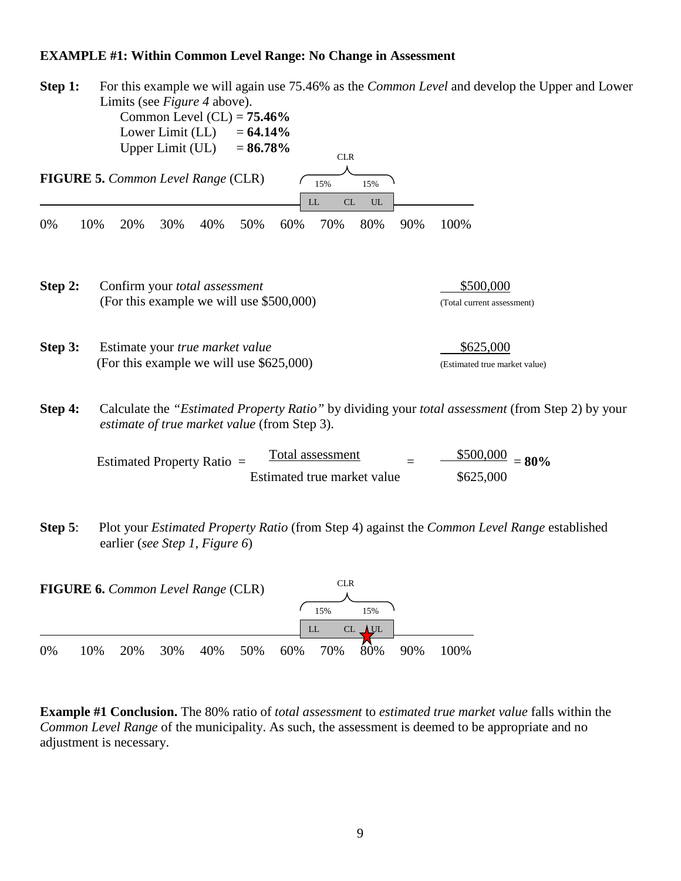**EXAMPLE #1: Within Common Level Range: No Change in Assessment**

**Step 1:** For this example we will again use 75.46% as the *Common Level* and develop the Upper and Lower Limits (see *Figure 4* above).

Common Level (CL) = **75.46%**
Lower Limit (LL) = **64.14%**
Upper Limit (UL) = **86.78%**

**FIGURE 5.** *Common Level Range* (CLR)

CLR: 15% | 15% — LL CL UL

0% 10% 20% 30% 40% 50% 60% 70% 80% 90% 100%

**Step 2:** Confirm your *total assessment* — $500,000 (Total current assessment)
(For this example we will use $500,000)

**Step 3:** Estimate your *true market value* — $625,000 (Estimated true market value)
(For this example we will use $625,000)

**Step 4:** Calculate the *"Estimated Property Ratio"* by dividing your *total assessment* (from Step 2) by your *estimate of true market value* (from Step 3).

$$\text{Estimated Property Ratio} = \frac{\text{Total assessment}}{\text{Estimated true market value}} = \frac{\$500{,}000}{\$625{,}000} = \mathbf{80\%}$$

**Step 5**: Plot your *Estimated Property Ratio* (from Step 4) against the *Common Level Range* established earlier (*see Step 1, Figure 6*)

**FIGURE 6.** *Common Level Range* (CLR)

CLR: 15% | 15% — LL CL UL

0% 10% 20% 30% 40% 50% 60% 70% 80% 90% 100%

**Example #1 Conclusion.** The 80% ratio of *total assessment* to *estimated true market value* falls within the *Common Level Range* of the municipality. As such, the assessment is deemed to be appropriate and no adjustment is necessary.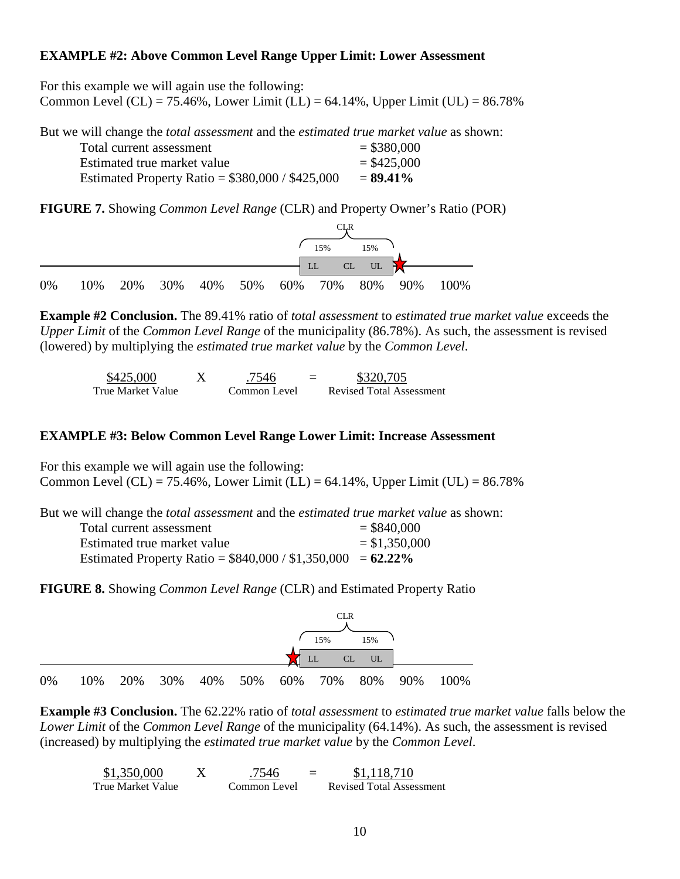**EXAMPLE #2: Above Common Level Range Upper Limit: Lower Assessment**

For this example we will again use the following:
Common Level (CL) = 75.46%, Lower Limit (LL) = 64.14%, Upper Limit (UL) = 86.78%

But we will change the *total assessment* and the *estimated true market value* as shown:

| | |
|---|---|
| Total current assessment | = $380,000 |
| Estimated true market value | = $425,000 |
| Estimated Property Ratio = $380,000 / $425,000 | = **89.41%** |

**FIGURE 7.** Showing *Common Level Range* (CLR) and Property Owner's Ratio (POR)

CLR

15% 15%

LL CL UL

0% 10% 20% 30% 40% 50% 60% 70% 80% 90% 100%

**Example #2 Conclusion.** The 89.41% ratio of *total assessment* to *estimated true market value* exceeds the *Upper Limit* of the *Common Level Range* of the municipality (86.78%). As such, the assessment is revised (lowered) by multiplying the *estimated true market value* by the *Common Level*.

| $425,000 | X | .7546 | = | $320,705 |
|---|---|---|---|---|
| True Market Value | | Common Level | | Revised Total Assessment |

**EXAMPLE #3: Below Common Level Range Lower Limit: Increase Assessment**

For this example we will again use the following:
Common Level (CL) = 75.46%, Lower Limit (LL) = 64.14%, Upper Limit (UL) = 86.78%

But we will change the *total assessment* and the *estimated true market value* as shown:

| | |
|---|---|
| Total current assessment | = $840,000 |
| Estimated true market value | = $1,350,000 |
| Estimated Property Ratio = $840,000 / $1,350,000 | = **62.22%** |

**FIGURE 8.** Showing *Common Level Range* (CLR) and Estimated Property Ratio

CLR

15% 15%

LL CL UL

0% 10% 20% 30% 40% 50% 60% 70% 80% 90% 100%

**Example #3 Conclusion.** The 62.22% ratio of *total assessment* to *estimated true market value* falls below the *Lower Limit* of the *Common Level Range* of the municipality (64.14%). As such, the assessment is revised (increased) by multiplying the *estimated true market value* by the *Common Level*.

| $1,350,000 | X | .7546 | = | $1,118,710 |
|---|---|---|---|---|
| True Market Value | | Common Level | | Revised Total Assessment |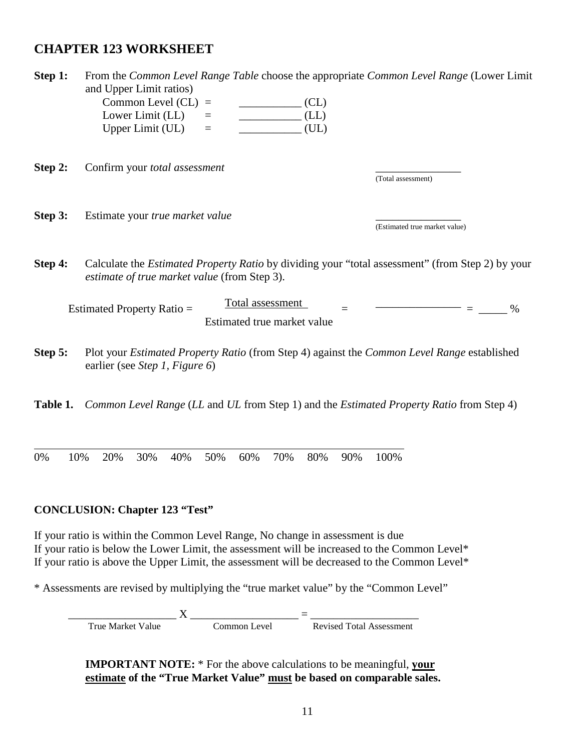## CHAPTER 123 WORKSHEET

**Step 1:** From the *Common Level Range Table* choose the appropriate *Common Level Range* (Lower Limit and Upper Limit ratios)

Common Level (CL) = ___________ (CL)
Lower Limit (LL) = ___________ (LL)
Upper Limit (UL) = ___________ (UL)

**Step 2:** Confirm your *total assessment* ________________ (Total assessment)

**Step 3:** Estimate your *true market value* ________________ (Estimated true market value)

**Step 4:** Calculate the *Estimated Property Ratio* by dividing your "total assessment" (from Step 2) by your *estimate of true market value* (from Step 3).

$$\text{Estimated Property Ratio} = \frac{\text{Total assessment}}{\text{Estimated true market value}} = \frac{\_\_\_\_\_\_\_\_\_\_\_\_\_\_\_}{} = \_\_\_\_\_ \%$$

**Step 5:** Plot your *Estimated Property Ratio* (from Step 4) against the *Common Level Range* established earlier (see *Step 1, Figure 6*)

**Table 1.** *Common Level Range* (*LL* and *UL* from Step 1) and the *Estimated Property Ratio* from Step 4)

| 0% | 10% | 20% | 30% | 40% | 50% | 60% | 70% | 80% | 90% | 100% |
|---|---|---|---|---|---|---|---|---|---|---|

**CONCLUSION: Chapter 123 "Test"**

If your ratio is within the Common Level Range, No change in assessment is due
If your ratio is below the Lower Limit, the assessment will be increased to the Common Level*
If your ratio is above the Upper Limit, the assessment will be decreased to the Common Level*

\* Assessments are revised by multiplying the "true market value" by the "Common Level"

___________________ X ___________________ = ___________________
True Market Value Common Level Revised Total Assessment

**IMPORTANT NOTE:** * For the above calculations to be meaningful, **<u>your estimate</u> of the "True Market Value" <u>must</u> be based on comparable sales.**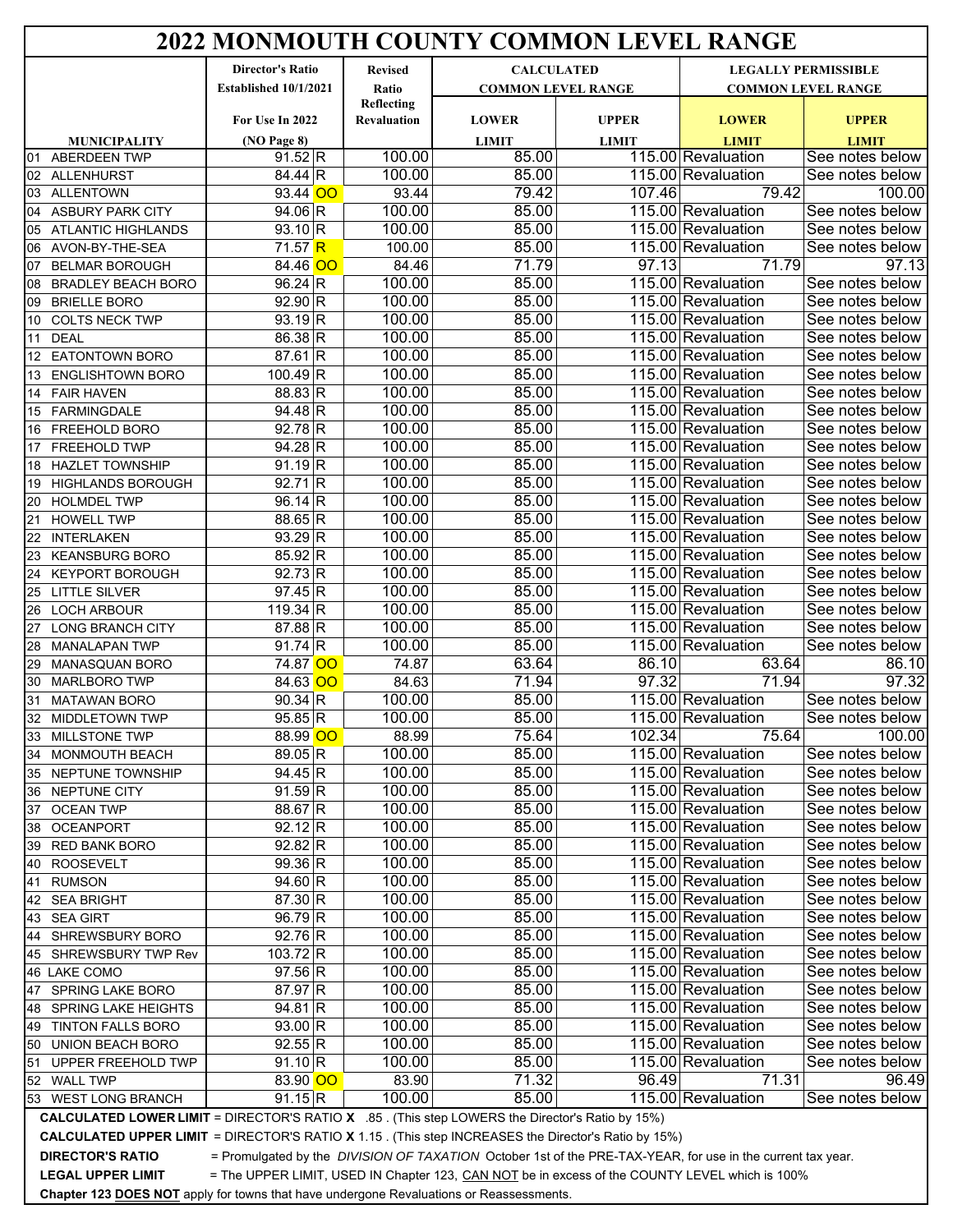# 2022 MONMOUTH COUNTY COMMON LEVEL RANGE

| MUNICIPALITY | Director's Ratio Established 10/1/2021 For Use In 2022 (NO Page 8) | | Revised Ratio Reflecting Revaluation | CALCULATED COMMON LEVEL RANGE LOWER LIMIT | UPPER LIMIT | LEGALLY PERMISSIBLE COMMON LEVEL RANGE LOWER LIMIT | UPPER LIMIT |
|---|---|---|---|---|---|---|---|
| 01 ABERDEEN TWP | 91.52 | R | 100.00 | 85.00 | 115.00 | Revaluation | See notes below |
| 02 ALLENHURST | 84.44 | R | 100.00 | 85.00 | 115.00 | Revaluation | See notes below |
| 03 ALLENTOWN | 93.44 | OO | 93.44 | 79.42 | 107.46 | 79.42 | 100.00 |
| 04 ASBURY PARK CITY | 94.06 | R | 100.00 | 85.00 | 115.00 | Revaluation | See notes below |
| 05 ATLANTIC HIGHLANDS | 93.10 | R | 100.00 | 85.00 | 115.00 | Revaluation | See notes below |
| 06 AVON-BY-THE-SEA | 71.57 | R | 100.00 | 85.00 | 115.00 | Revaluation | See notes below |
| 07 BELMAR BOROUGH | 84.46 | OO | 84.46 | 71.79 | 97.13 | 71.79 | 97.13 |
| 08 BRADLEY BEACH BORO | 96.24 | R | 100.00 | 85.00 | 115.00 | Revaluation | See notes below |
| 09 BRIELLE BORO | 92.90 | R | 100.00 | 85.00 | 115.00 | Revaluation | See notes below |
| 10 COLTS NECK TWP | 93.19 | R | 100.00 | 85.00 | 115.00 | Revaluation | See notes below |
| 11 DEAL | 86.38 | R | 100.00 | 85.00 | 115.00 | Revaluation | See notes below |
| 12 EATONTOWN BORO | 87.61 | R | 100.00 | 85.00 | 115.00 | Revaluation | See notes below |
| 13 ENGLISHTOWN BORO | 100.49 | R | 100.00 | 85.00 | 115.00 | Revaluation | See notes below |
| 14 FAIR HAVEN | 88.83 | R | 100.00 | 85.00 | 115.00 | Revaluation | See notes below |
| 15 FARMINGDALE | 94.48 | R | 100.00 | 85.00 | 115.00 | Revaluation | See notes below |
| 16 FREEHOLD BORO | 92.78 | R | 100.00 | 85.00 | 115.00 | Revaluation | See notes below |
| 17 FREEHOLD TWP | 94.28 | R | 100.00 | 85.00 | 115.00 | Revaluation | See notes below |
| 18 HAZLET TOWNSHIP | 91.19 | R | 100.00 | 85.00 | 115.00 | Revaluation | See notes below |
| 19 HIGHLANDS BOROUGH | 92.71 | R | 100.00 | 85.00 | 115.00 | Revaluation | See notes below |
| 20 HOLMDEL TWP | 96.14 | R | 100.00 | 85.00 | 115.00 | Revaluation | See notes below |
| 21 HOWELL TWP | 88.65 | R | 100.00 | 85.00 | 115.00 | Revaluation | See notes below |
| 22 INTERLAKEN | 93.29 | R | 100.00 | 85.00 | 115.00 | Revaluation | See notes below |
| 23 KEANSBURG BORO | 85.92 | R | 100.00 | 85.00 | 115.00 | Revaluation | See notes below |
| 24 KEYPORT BOROUGH | 92.73 | R | 100.00 | 85.00 | 115.00 | Revaluation | See notes below |
| 25 LITTLE SILVER | 97.45 | R | 100.00 | 85.00 | 115.00 | Revaluation | See notes below |
| 26 LOCH ARBOUR | 119.34 | R | 100.00 | 85.00 | 115.00 | Revaluation | See notes below |
| 27 LONG BRANCH CITY | 87.88 | R | 100.00 | 85.00 | 115.00 | Revaluation | See notes below |
| 28 MANALAPAN TWP | 91.74 | R | 100.00 | 85.00 | 115.00 | Revaluation | See notes below |
| 29 MANASQUAN BORO | 74.87 | OO | 74.87 | 63.64 | 86.10 | 63.64 | 86.10 |
| 30 MARLBORO TWP | 84.63 | OO | 84.63 | 71.94 | 97.32 | 71.94 | 97.32 |
| 31 MATAWAN BORO | 90.34 | R | 100.00 | 85.00 | 115.00 | Revaluation | See notes below |
| 32 MIDDLETOWN TWP | 95.85 | R | 100.00 | 85.00 | 115.00 | Revaluation | See notes below |
| 33 MILLSTONE TWP | 88.99 | OO | 88.99 | 75.64 | 102.34 | 75.64 | 100.00 |
| 34 MONMOUTH BEACH | 89.05 | R | 100.00 | 85.00 | 115.00 | Revaluation | See notes below |
| 35 NEPTUNE TOWNSHIP | 94.45 | R | 100.00 | 85.00 | 115.00 | Revaluation | See notes below |
| 36 NEPTUNE CITY | 91.59 | R | 100.00 | 85.00 | 115.00 | Revaluation | See notes below |
| 37 OCEAN TWP | 88.67 | R | 100.00 | 85.00 | 115.00 | Revaluation | See notes below |
| 38 OCEANPORT | 92.12 | R | 100.00 | 85.00 | 115.00 | Revaluation | See notes below |
| 39 RED BANK BORO | 92.82 | R | 100.00 | 85.00 | 115.00 | Revaluation | See notes below |
| 40 ROOSEVELT | 99.36 | R | 100.00 | 85.00 | 115.00 | Revaluation | See notes below |
| 41 RUMSON | 94.60 | R | 100.00 | 85.00 | 115.00 | Revaluation | See notes below |
| 42 SEA BRIGHT | 87.30 | R | 100.00 | 85.00 | 115.00 | Revaluation | See notes below |
| 43 SEA GIRT | 96.79 | R | 100.00 | 85.00 | 115.00 | Revaluation | See notes below |
| 44 SHREWSBURY BORO | 92.76 | R | 100.00 | 85.00 | 115.00 | Revaluation | See notes below |
| 45 SHREWSBURY TWP Rev | 103.72 | R | 100.00 | 85.00 | 115.00 | Revaluation | See notes below |
| 46 LAKE COMO | 97.56 | R | 100.00 | 85.00 | 115.00 | Revaluation | See notes below |
| 47 SPRING LAKE BORO | 87.97 | R | 100.00 | 85.00 | 115.00 | Revaluation | See notes below |
| 48 SPRING LAKE HEIGHTS | 94.81 | R | 100.00 | 85.00 | 115.00 | Revaluation | See notes below |
| 49 TINTON FALLS BORO | 93.00 | R | 100.00 | 85.00 | 115.00 | Revaluation | See notes below |
| 50 UNION BEACH BORO | 92.55 | R | 100.00 | 85.00 | 115.00 | Revaluation | See notes below |
| 51 UPPER FREEHOLD TWP | 91.10 | R | 100.00 | 85.00 | 115.00 | Revaluation | See notes below |
| 52 WALL TWP | 83.90 | OO | 83.90 | 71.32 | 96.49 | 71.31 | 96.49 |
| 53 WEST LONG BRANCH | 91.15 | R | 100.00 | 85.00 | 115.00 | Revaluation | See notes below |

**CALCULATED LOWER LIMIT** = DIRECTOR'S RATIO **X** .85 . (This step LOWERS the Director's Ratio by 15%)

**CALCULATED UPPER LIMIT** = DIRECTOR'S RATIO **X** 1.15 . (This step INCREASES the Director's Ratio by 15%)

**DIRECTOR'S RATIO** = Promulgated by the *DIVISION OF TAXATION* October 1st of the PRE-TAX-YEAR, for use in the current tax year.

**LEGAL UPPER LIMIT** = The UPPER LIMIT, USED IN Chapter 123, CAN NOT be in excess of the COUNTY LEVEL which is 100%

**Chapter 123 DOES NOT apply for towns that have undergone Revaluations or Reassessments.**